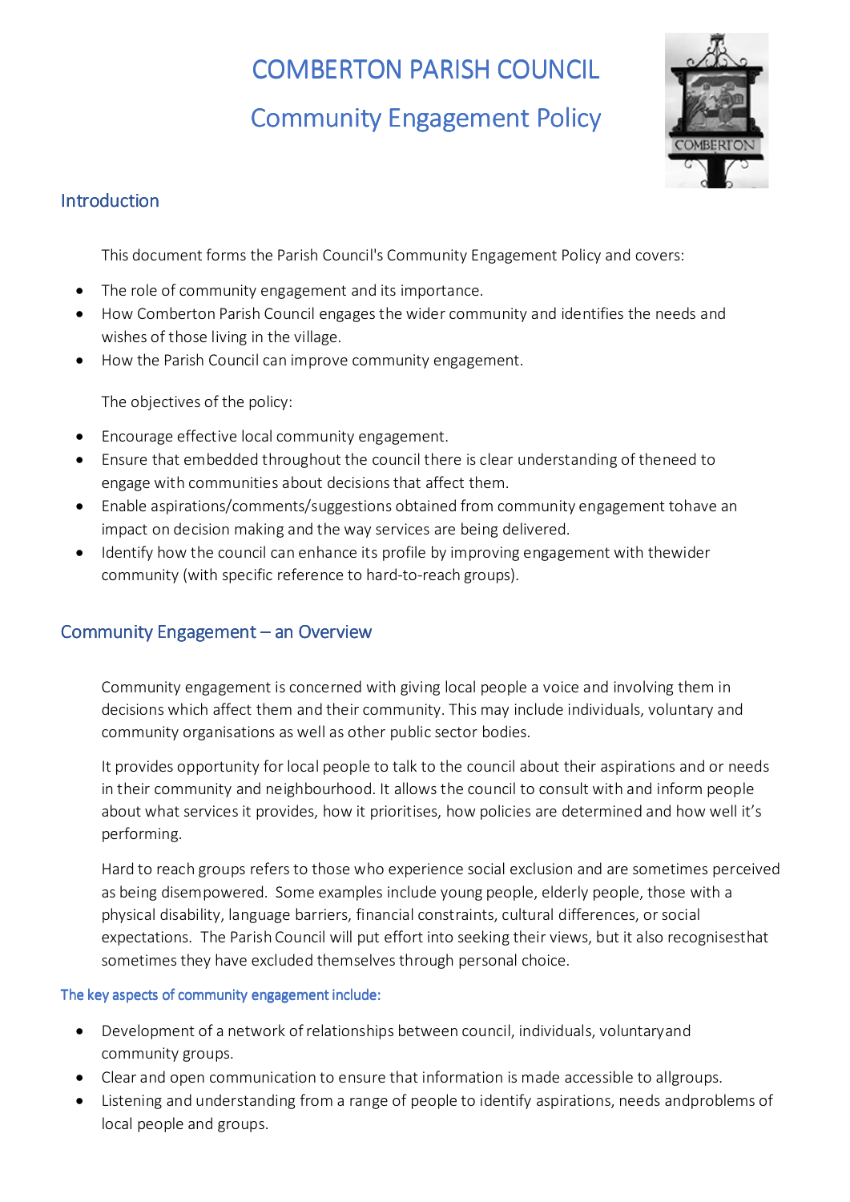# COMBERTON PARISH COUNCIL

# Community Engagement Policy

## Introduction

This document forms the Parish Council's Community Engagement Policy and covers:

- The role of community engagement and its importance.
- How Comberton Parish Council engages the wider community and identifies the needs and wishes of those living in the village.
- How the Parish Council can improve community engagement.

The objectives of the policy:

- Encourage effective local community engagement.
- Ensure that embedded throughout the council there is clear understanding of theneed to engage with communities about decisions that affect them.
- Enable aspirations/comments/suggestions obtained from community engagement tohave an impact on decision making and the way services are being delivered.
- Identify how the council can enhance its profile by improving engagement with thewider community (with specific reference to hard-to-reach groups).

## Community Engagement – an Overview

Community engagement is concerned with giving local people a voice and involving them in decisions which affect them and their community. This may include individuals, voluntary and community organisations as well as other public sector bodies.

It provides opportunity for local people to talk to the council about their aspirations and or needs in their community and neighbourhood. It allows the council to consult with and inform people about what services it provides, how it prioritises, how policies are determined and how well it's performing.

Hard to reach groups refers to those who experience social exclusion and are sometimes perceived as being disempowered. Some examples include young people, elderly people, those with a physical disability, language barriers, financial constraints, cultural differences, or social expectations. The Parish Council will put effort into seeking their views, but it also recognisesthat sometimes they have excluded themselves through personal choice.

### The key aspects of community engagement include:

- Development of a network of relationships between council, individuals, voluntaryand community groups.
- Clear and open communication to ensure that information is made accessible to allgroups.
- Listening and understanding from a range of people to identify aspirations, needs andproblems of local people and groups.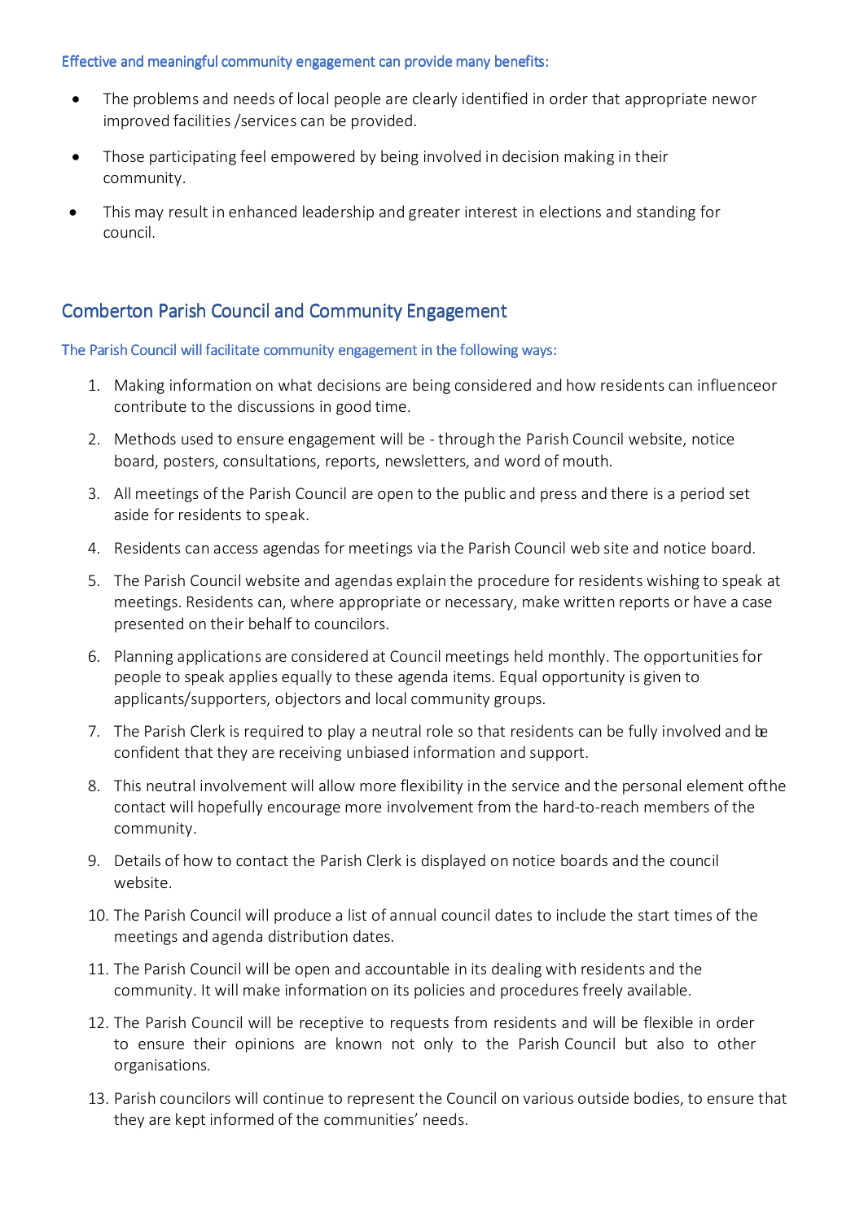Effective and meaningful community engagement can provide many benefits:

- The problems and needs of local people are clearly identified in order that appropriate newor improved facilities /services can be provided.
- Those participating feel empowered by being involved in decision making in their community.
- This may result in enhanced leadership and greater interest in elections and standing for council.

## Comberton Parish Council and Community Engagement

The Parish Council will facilitate community engagement in the following ways:

1. Making information on what decisions are being considered and how residents can influenceor contribute to the discussions in good time.
2. Methods used to ensure engagement will be - through the Parish Council website, notice board, posters, consultations, reports, newsletters, and word of mouth.
3. All meetings of the Parish Council are open to the public and press and there is a period set aside for residents to speak.
4. Residents can access agendas for meetings via the Parish Council web site and notice board.
5. The Parish Council website and agendas explain the procedure for residents wishing to speak at meetings. Residents can, where appropriate or necessary, make written reports or have a case presented on their behalf to councilors.
6. Planning applications are considered at Council meetings held monthly. The opportunities for people to speak applies equally to these agenda items. Equal opportunity is given to applicants/supporters, objectors and local community groups.
7. The Parish Clerk is required to play a neutral role so that residents can be fully involved and be confident that they are receiving unbiased information and support.
8. This neutral involvement will allow more flexibility in the service and the personal element ofthe contact will hopefully encourage more involvement from the hard-to-reach members of the community.
9. Details of how to contact the Parish Clerk is displayed on notice boards and the council website.
10. The Parish Council will produce a list of annual council dates to include the start times of the meetings and agenda distribution dates.
11. The Parish Council will be open and accountable in its dealing with residents and the community. It will make information on its policies and procedures freely available.
12. The Parish Council will be receptive to requests from residents and will be flexible in order to ensure their opinions are known not only to the Parish Council but also to other organisations.
13. Parish councilors will continue to represent the Council on various outside bodies, to ensure that they are kept informed of the communities' needs.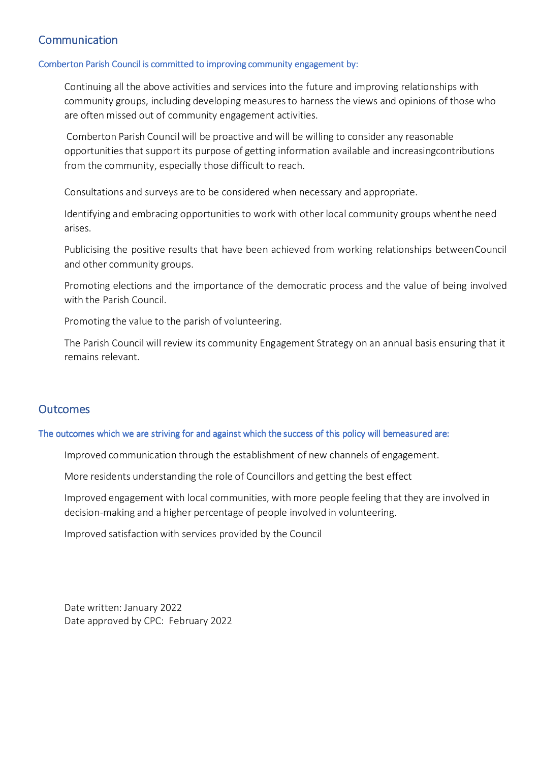## Communication

Comberton Parish Council is committed to improving community engagement by:

Continuing all the above activities and services into the future and improving relationships with community groups, including developing measures to harness the views and opinions of those who are often missed out of community engagement activities.

Comberton Parish Council will be proactive and will be willing to consider any reasonable opportunities that support its purpose of getting information available and increasingcontributions from the community, especially those difficult to reach.

Consultations and surveys are to be considered when necessary and appropriate.

Identifying and embracing opportunities to work with other local community groups whenthe need arises.

Publicising the positive results that have been achieved from working relationships betweenCouncil and other community groups.

Promoting elections and the importance of the democratic process and the value of being involved with the Parish Council.

Promoting the value to the parish of volunteering.

The Parish Council will review its community Engagement Strategy on an annual basis ensuring that it remains relevant.

## Outcomes

The outcomes which we are striving for and against which the success of this policy will bemeasured are:

Improved communication through the establishment of new channels of engagement.

More residents understanding the role of Councillors and getting the best effect

Improved engagement with local communities, with more people feeling that they are involved in decision-making and a higher percentage of people involved in volunteering.

Improved satisfaction with services provided by the Council

Date written: January 2022
Date approved by CPC: February 2022